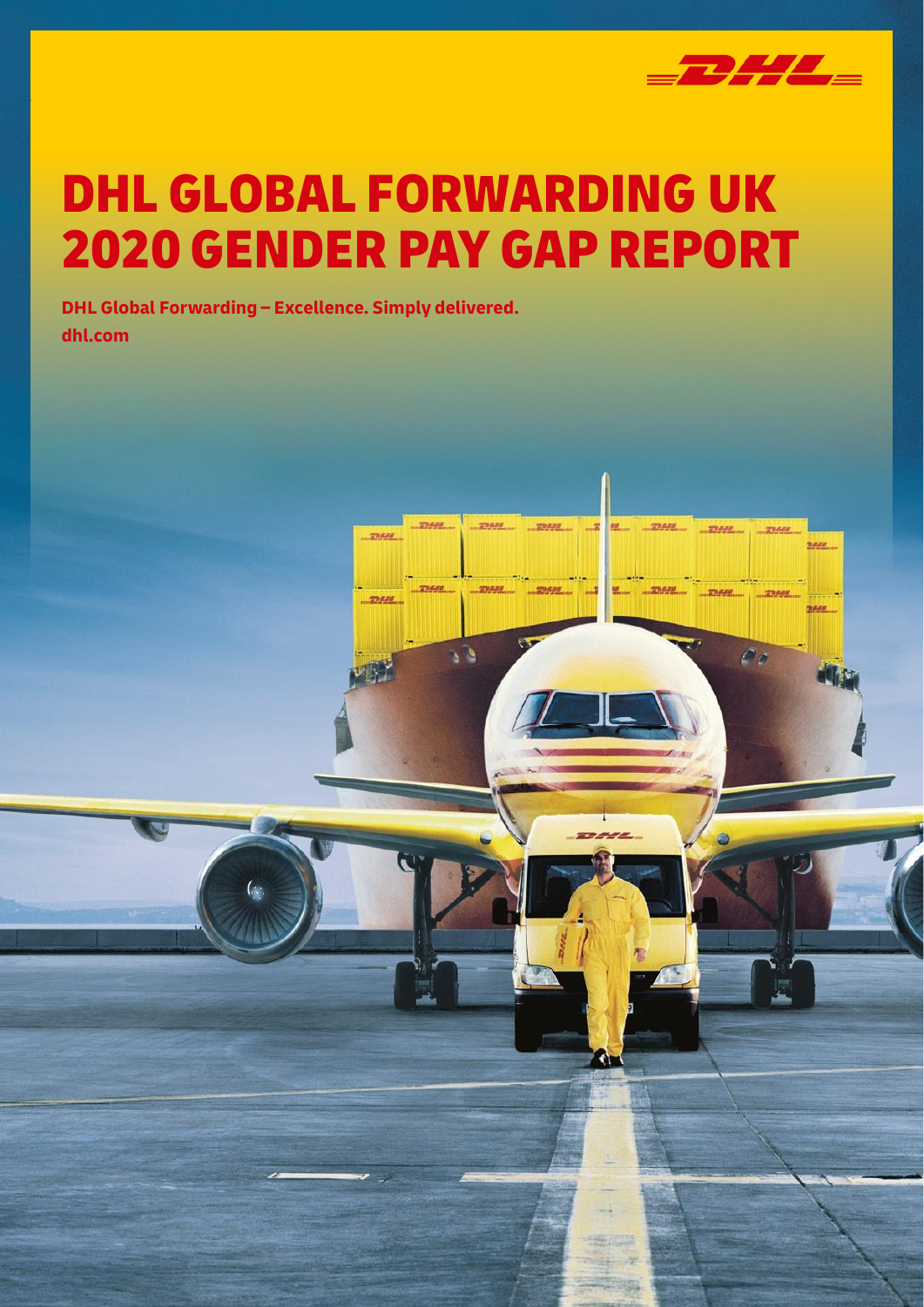# DHL GLOBAL FORWARDING UK 2020 GENDER PAY GAP REPORT

**DHL Global Forwarding – Excellence. Simply delivered.**
**dhl.com**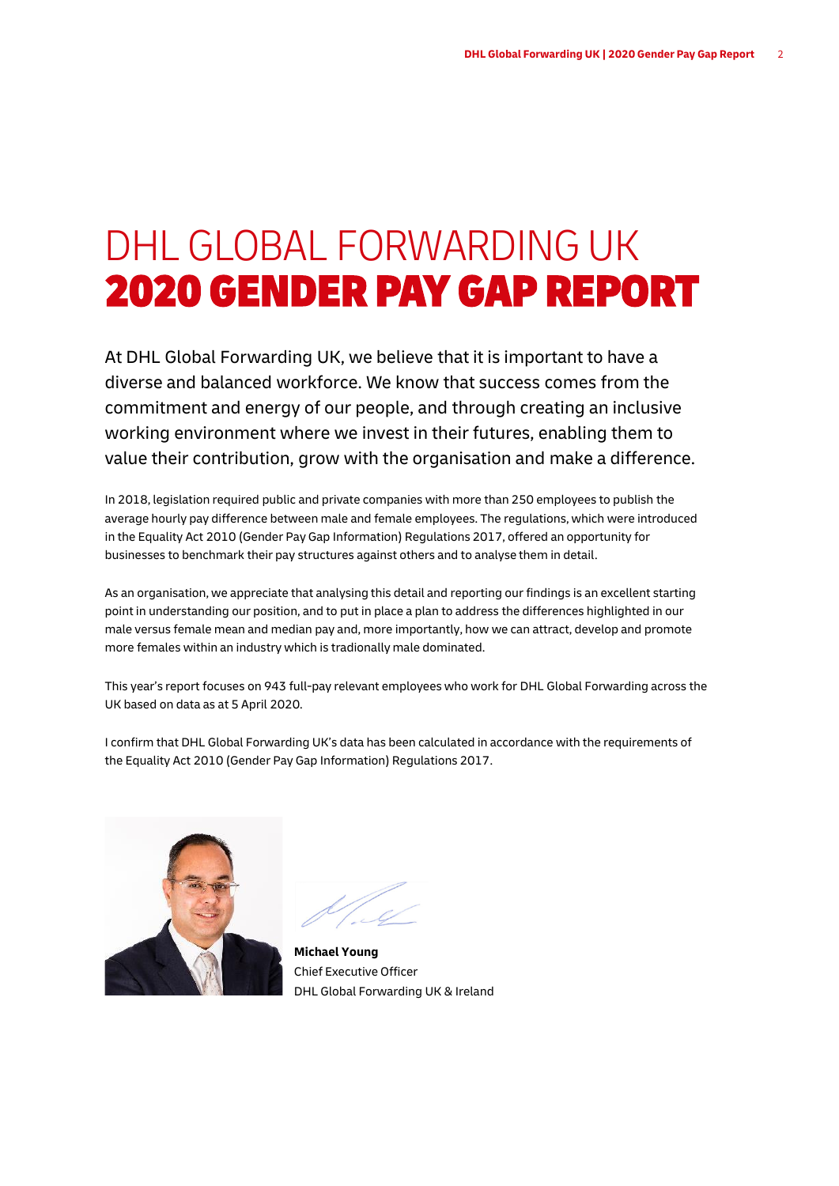# DHL GLOBAL FORWARDING UK
# 2020 GENDER PAY GAP REPORT

At DHL Global Forwarding UK, we believe that it is important to have a diverse and balanced workforce. We know that success comes from the commitment and energy of our people, and through creating an inclusive working environment where we invest in their futures, enabling them to value their contribution, grow with the organisation and make a difference.

In 2018, legislation required public and private companies with more than 250 employees to publish the average hourly pay difference between male and female employees. The regulations, which were introduced in the Equality Act 2010 (Gender Pay Gap Information) Regulations 2017, offered an opportunity for businesses to benchmark their pay structures against others and to analyse them in detail.

As an organisation, we appreciate that analysing this detail and reporting our findings is an excellent starting point in understanding our position, and to put in place a plan to address the differences highlighted in our male versus female mean and median pay and, more importantly, how we can attract, develop and promote more females within an industry which is tradionally male dominated.

This year's report focuses on 943 full-pay relevant employees who work for DHL Global Forwarding across the UK based on data as at 5 April 2020.

I confirm that DHL Global Forwarding UK's data has been calculated in accordance with the requirements of the Equality Act 2010 (Gender Pay Gap Information) Regulations 2017.

**Michael Young**
Chief Executive Officer
DHL Global Forwarding UK & Ireland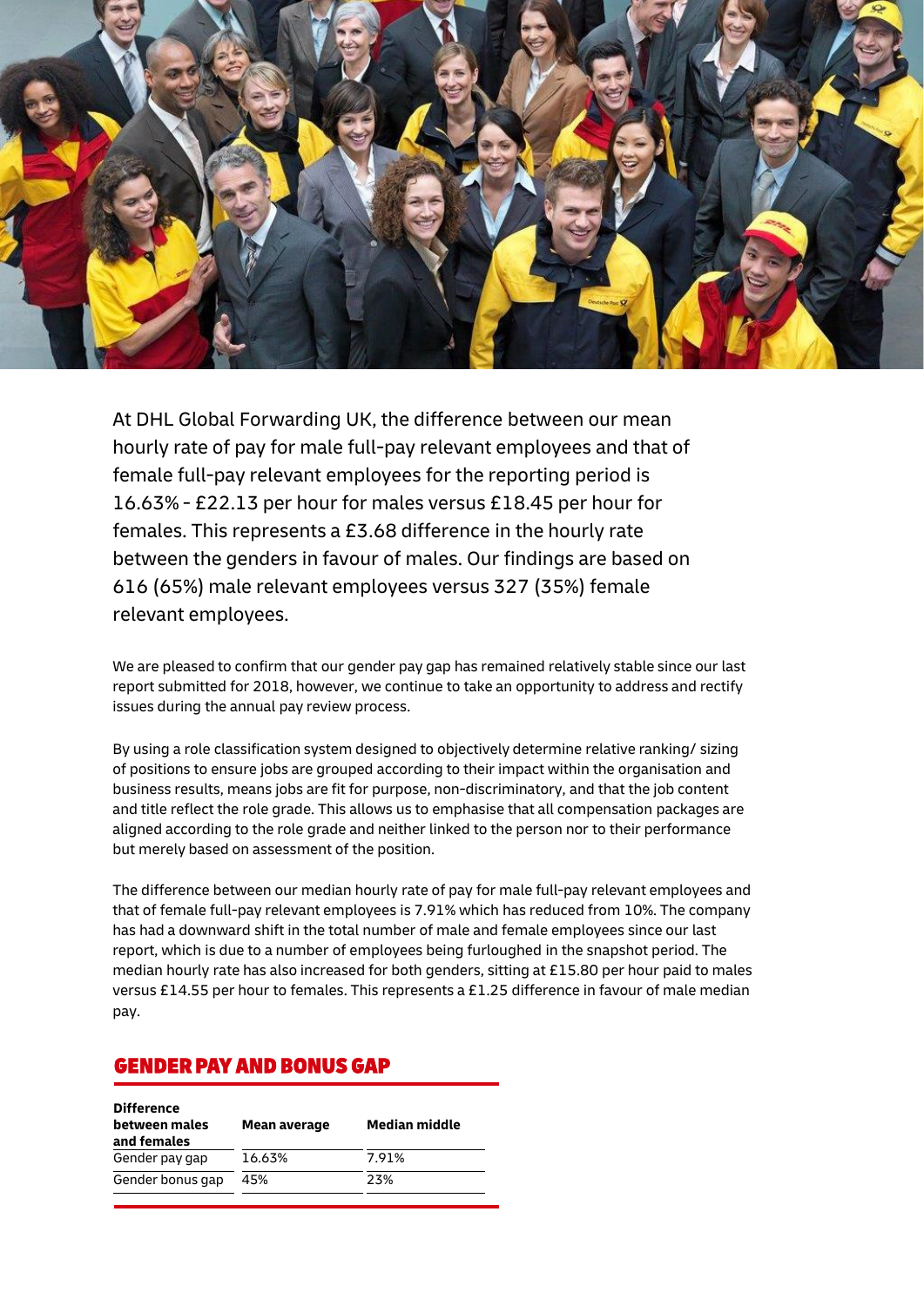At DHL Global Forwarding UK, the difference between our mean hourly rate of pay for male full-pay relevant employees and that of female full-pay relevant employees for the reporting period is 16.63% - £22.13 per hour for males versus £18.45 per hour for females. This represents a £3.68 difference in the hourly rate between the genders in favour of males. Our findings are based on 616 (65%) male relevant employees versus 327 (35%) female relevant employees.

We are pleased to confirm that our gender pay gap has remained relatively stable since our last report submitted for 2018, however, we continue to take an opportunity to address and rectify issues during the annual pay review process.

By using a role classification system designed to objectively determine relative ranking/ sizing of positions to ensure jobs are grouped according to their impact within the organisation and business results, means jobs are fit for purpose, non-discriminatory, and that the job content and title reflect the role grade. This allows us to emphasise that all compensation packages are aligned according to the role grade and neither linked to the person nor to their performance but merely based on assessment of the position.

The difference between our median hourly rate of pay for male full-pay relevant employees and that of female full-pay relevant employees is 7.91% which has reduced from 10%. The company has had a downward shift in the total number of male and female employees since our last report, which is due to a number of employees being furloughed in the snapshot period. The median hourly rate has also increased for both genders, sitting at £15.80 per hour paid to males versus £14.55 per hour to females. This represents a £1.25 difference in favour of male median pay.

## GENDER PAY AND BONUS GAP

| Difference between males and females | Mean average | Median middle |
|---|---|---|
| Gender pay gap | 16.63% | 7.91% |
| Gender bonus gap | 45% | 23% |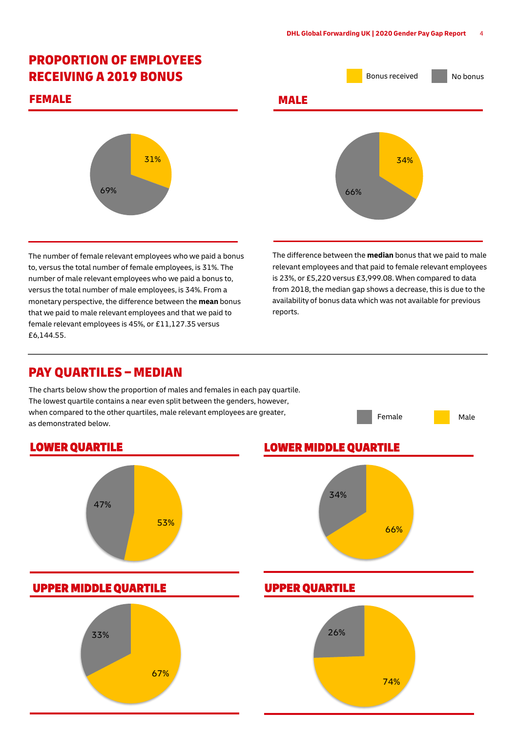# PROPORTION OF EMPLOYEES RECEIVING A 2019 BONUS

Bonus received | No bonus

## FEMALE

31%

69%

## MALE

34%

66%

The number of female relevant employees who we paid a bonus to, versus the total number of female employees, is 31%. The number of male relevant employees who we paid a bonus to, versus the total number of male employees, is 34%. From a monetary perspective, the difference between the **mean** bonus that we paid to male relevant employees and that we paid to female relevant employees is 45%, or £11,127.35 versus £6,144.55.

The difference between the **median** bonus that we paid to male relevant employees and that paid to female relevant employees is 23%, or £5,220 versus £3,999.08. When compared to data from 2018, the median gap shows a decrease, this is due to the availability of bonus data which was not available for previous reports.

# PAY QUARTILES – MEDIAN

The charts below show the proportion of males and females in each pay quartile. The lowest quartile contains a near even split between the genders, however, when compared to the other quartiles, male relevant employees are greater, as demonstrated below.

Female | Male

## LOWER QUARTILE

47%

53%

## LOWER MIDDLE QUARTILE

34%

66%

## UPPER MIDDLE QUARTILE

33%

67%

## UPPER QUARTILE

26%

74%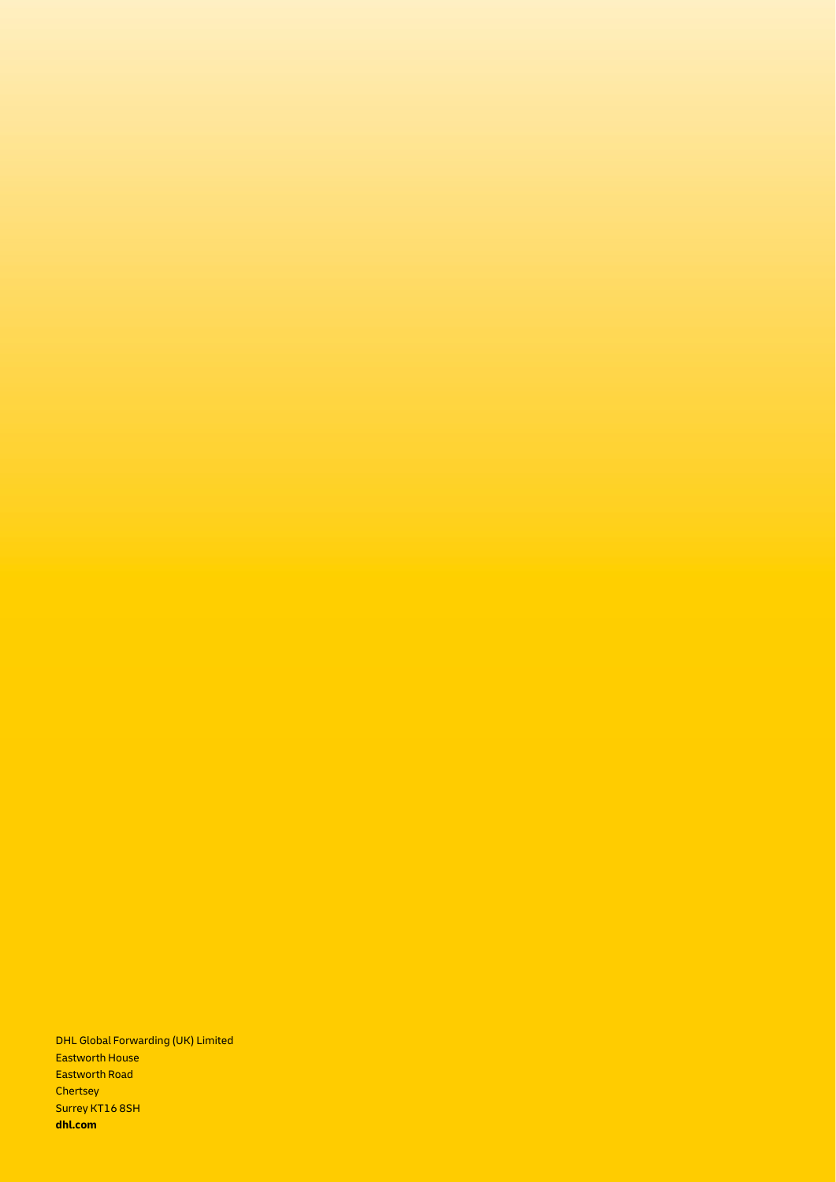DHL Global Forwarding (UK) Limited
Eastworth House
Eastworth Road
Chertsey
Surrey KT16 8SH
**dhl.com**